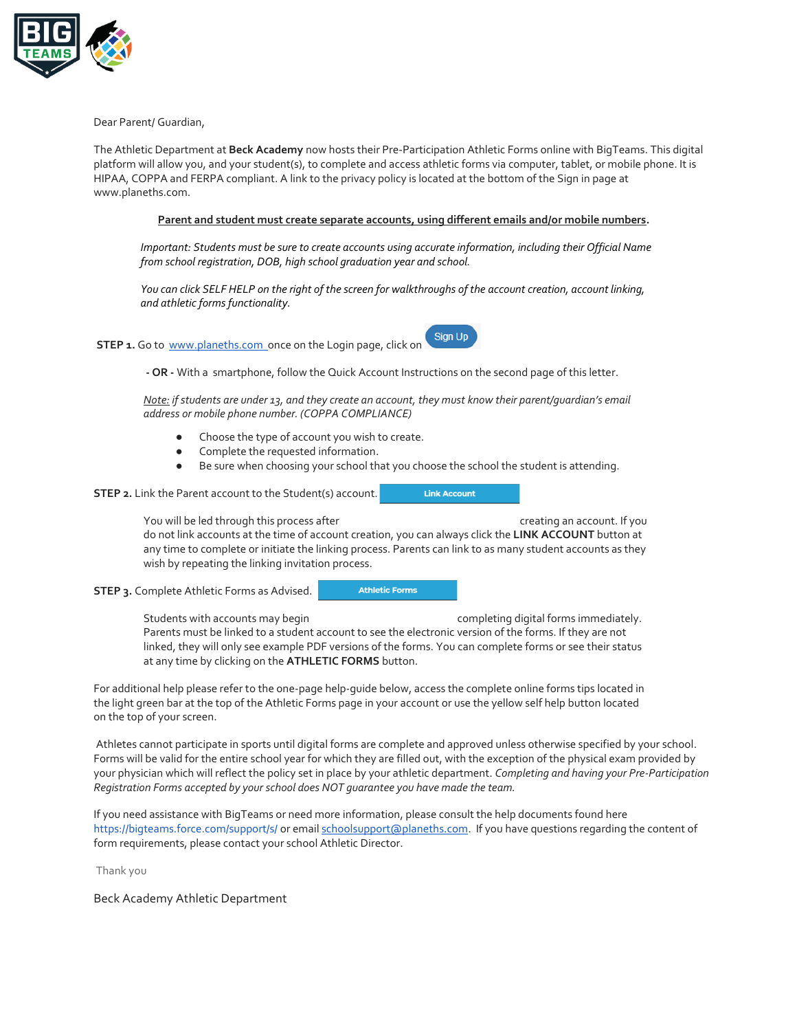Dear Parent/ Guardian,

The Athletic Department at **Beck Academy** now hosts their Pre-Participation Athletic Forms online with BigTeams. This digital platform will allow you, and your student(s), to complete and access athletic forms via computer, tablet, or mobile phone. It is HIPAA, COPPA and FERPA compliant. A link to the privacy policy is located at the bottom of the Sign in page at www.planeths.com.

**<u>Parent and student must create separate accounts, using different emails and/or mobile numbers</u>.**

*Important: Students must be sure to create accounts using accurate information, including their Official Name from school registration, DOB, high school graduation year and school.*

*You can click SELF HELP on the right of the screen for walkthroughs of the account creation, account linking, and athletic forms functionality.*

**STEP 1.** Go to www.planeths.com once on the Login page, click on Sign Up

**- OR -** With a smartphone, follow the Quick Account Instructions on the second page of this letter.

*Note: if students are under 13, and they create an account, they must know their parent/guardian's email address or mobile phone number. (COPPA COMPLIANCE)*

- Choose the type of account you wish to create.
- Complete the requested information.
- Be sure when choosing your school that you choose the school the student is attending.

**STEP 2.** Link the Parent account to the Student(s) account. Link Account

You will be led through this process after creating an account. If you do not link accounts at the time of account creation, you can always click the **LINK ACCOUNT** button at any time to complete or initiate the linking process. Parents can link to as many student accounts as they wish by repeating the linking invitation process.

**STEP 3.** Complete Athletic Forms as Advised. Athletic Forms

Students with accounts may begin completing digital forms immediately. Parents must be linked to a student account to see the electronic version of the forms. If they are not linked, they will only see example PDF versions of the forms. You can complete forms or see their status at any time by clicking on the **ATHLETIC FORMS** button.

For additional help please refer to the one-page help-guide below, access the complete online forms tips located in the light green bar at the top of the Athletic Forms page in your account or use the yellow self help button located on the top of your screen.

Athletes cannot participate in sports until digital forms are complete and approved unless otherwise specified by your school. Forms will be valid for the entire school year for which they are filled out, with the exception of the physical exam provided by your physician which will reflect the policy set in place by your athletic department. *Completing and having your Pre-Participation Registration Forms accepted by your school does NOT guarantee you have made the team.*

If you need assistance with BigTeams or need more information, please consult the help documents found here https://bigteams.force.com/support/s/ or email schoolsupport@planeths.com. If you have questions regarding the content of form requirements, please contact your school Athletic Director.

Thank you

Beck Academy Athletic Department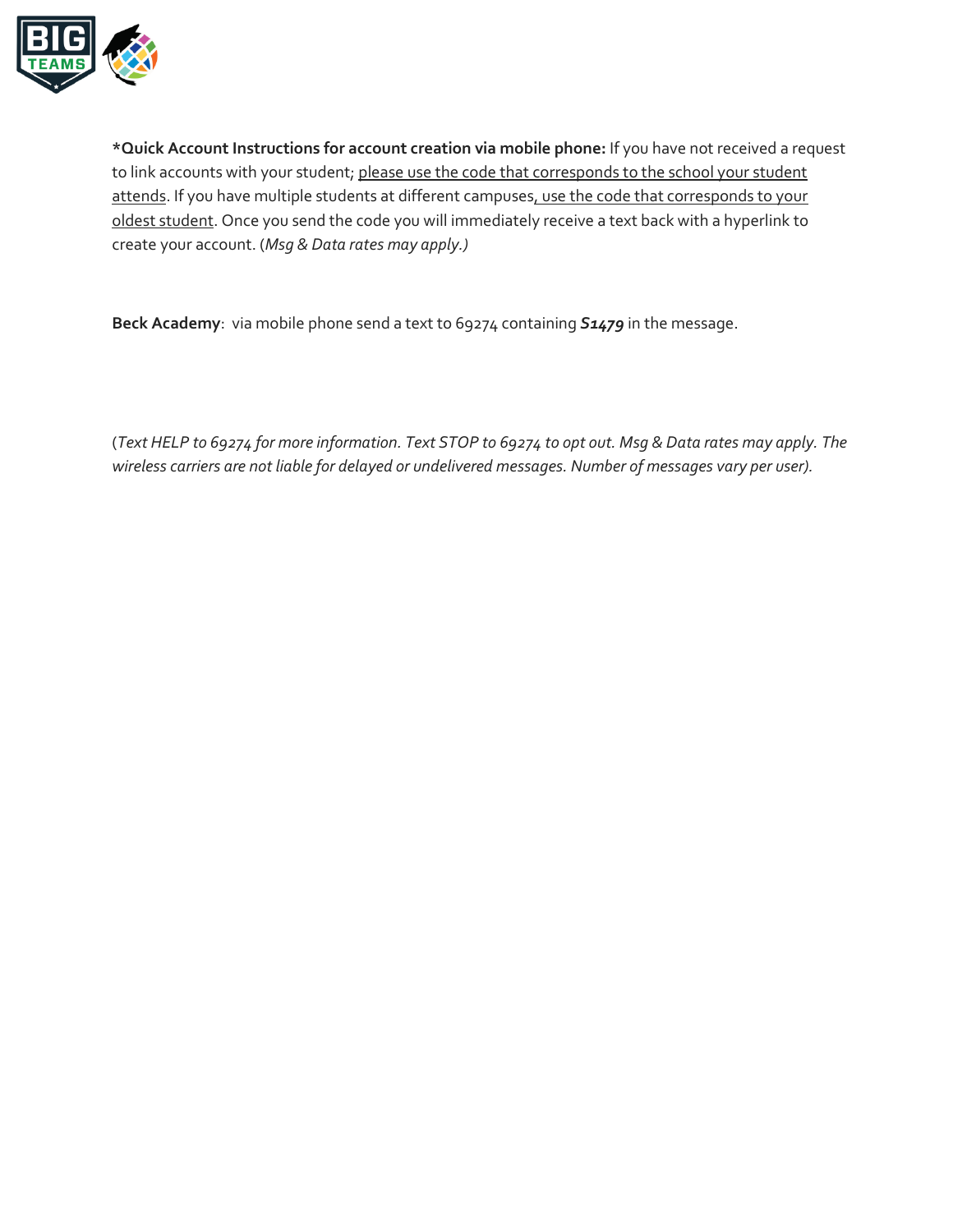***Quick Account Instructions for account creation via mobile phone:** If you have not received a request to link accounts with your student; please use the code that corresponds to the school your student attends. If you have multiple students at different campuses, use the code that corresponds to your oldest student. Once you send the code you will immediately receive a text back with a hyperlink to create your account. (*Msg & Data rates may apply.)*

**Beck Academy**: via mobile phone send a text to 69274 containing ***S1479*** in the message.

(*Text HELP to 69274 for more information. Text STOP to 69274 to opt out. Msg & Data rates may apply. The wireless carriers are not liable for delayed or undelivered messages. Number of messages vary per user).*